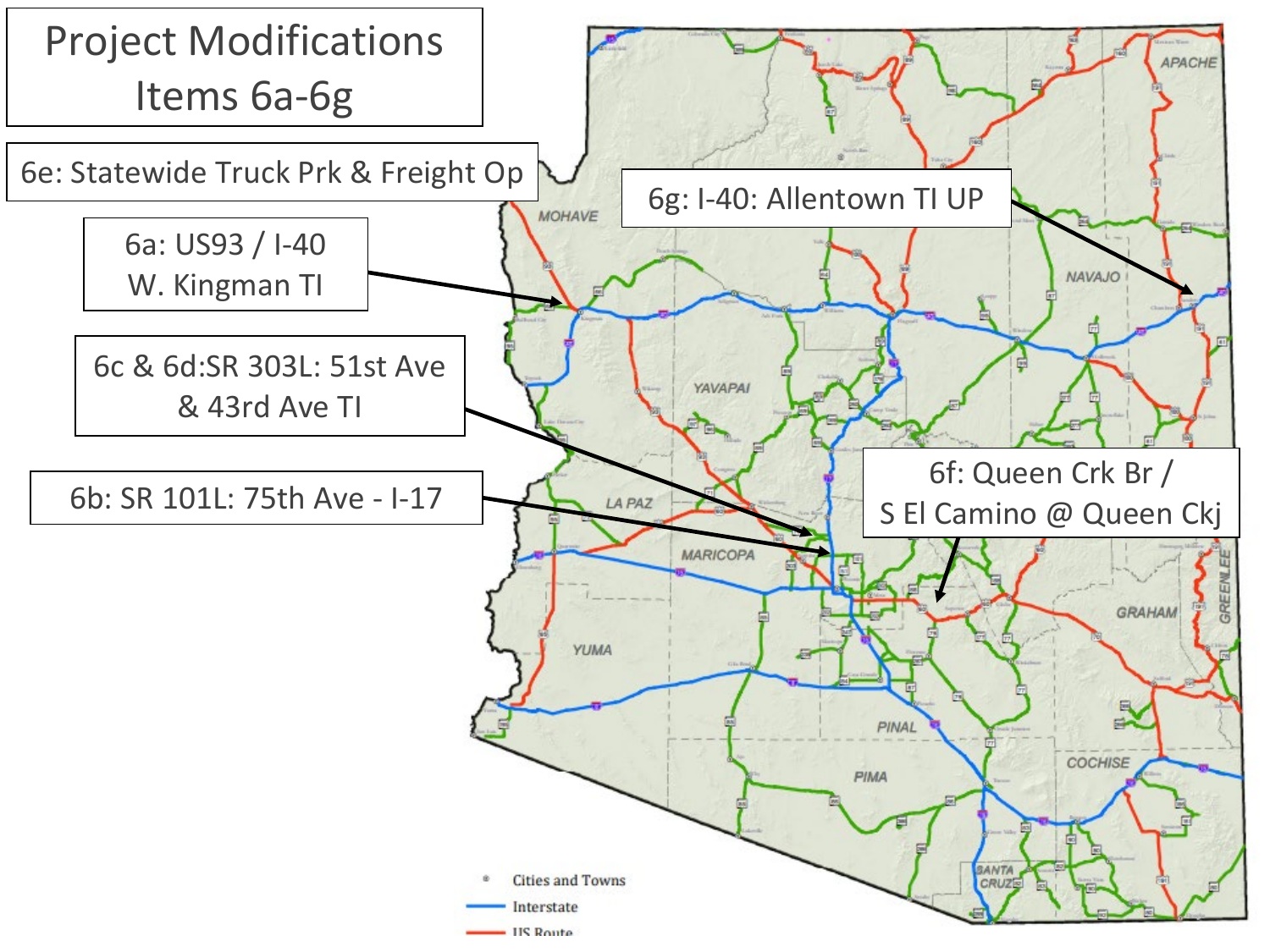# Project Modifications Items 6a-6g

- 6e: Statewide Truck Prk & Freight Op
- 6a: US93 / I-40 W. Kingman TI
- 6c & 6d: SR 303L: 51st Ave & 43rd Ave TI
- 6b: SR 101L: 75th Ave - I-17
- 6g: I-40: Allentown TI UP
- 6f: Queen Crk Br / S El Camino @ Queen Ckj

MOHAVE, YAVAPAI, LA PAZ, MARICOPA, YUMA, PINAL, PIMA, SANTA CRUZ, COCHISE, GRAHAM, GREENLEE, NAVAJO, APACHE

- Cities and Towns
- Interstate
- US Route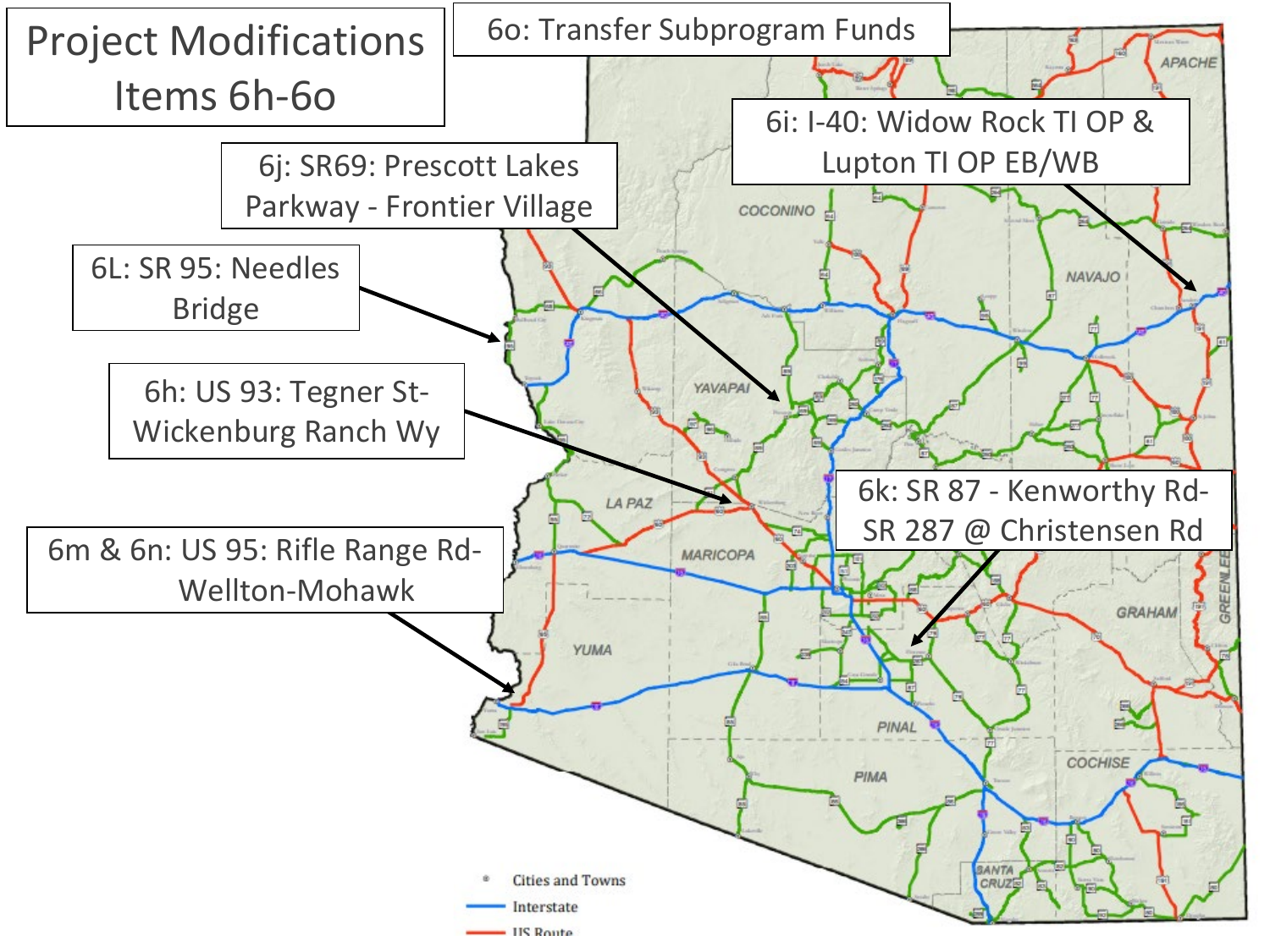# Project Modifications Items 6h-6o

6o: Transfer Subprogram Funds

6i: I-40: Widow Rock TI OP & Lupton TI OP EB/WB

6j: SR69: Prescott Lakes Parkway - Frontier Village

6L: SR 95: Needles Bridge

6h: US 93: Tegner St-Wickenburg Ranch Wy

6k: SR 87 - Kenworthy Rd-SR 287 @ Christensen Rd

6m & 6n: US 95: Rifle Range Rd-Wellton-Mohawk

COCONINO

NAVAJO

APACHE

YAVAPAI

LA PAZ

MARICOPA

GRAHAM

GREENLEE

YUMA

PINAL

PIMA

COCHISE

SANTA CRUZ

- Cities and Towns
- Interstate
- US Route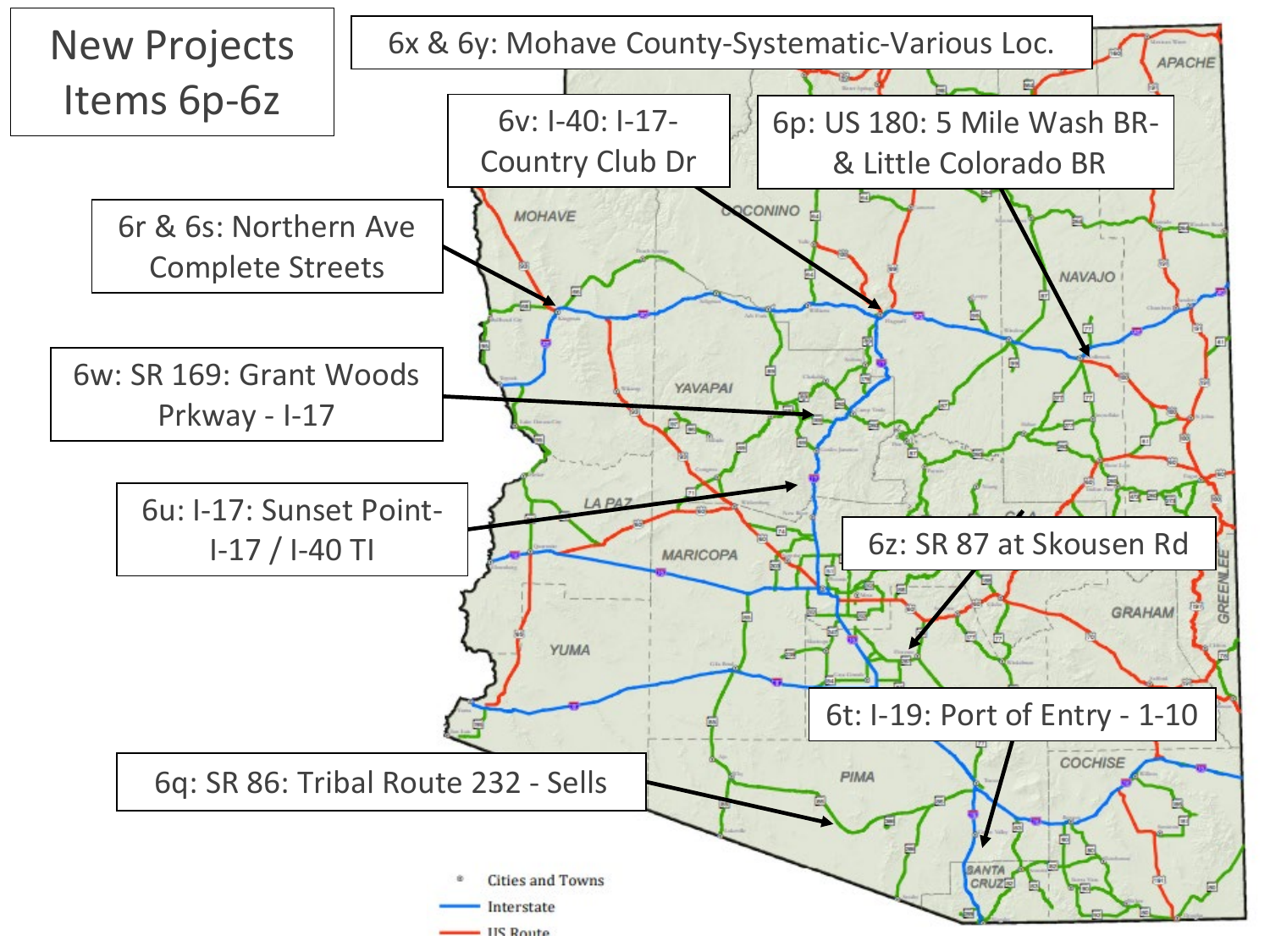# New Projects Items 6p-6z

- 6x & 6y: Mohave County-Systematic-Various Loc.
- 6v: I-40: I-17-Country Club Dr
- 6p: US 180: 5 Mile Wash BR-& Little Colorado BR
- 6r & 6s: Northern Ave Complete Streets
- 6w: SR 169: Grant Woods Prkway - I-17
- 6u: I-17: Sunset Point-I-17 / I-40 TI
- 6z: SR 87 at Skousen Rd
- 6t: I-19: Port of Entry - 1-10
- 6q: SR 86: Tribal Route 232 - Sells

Cities and Towns
Interstate
US Route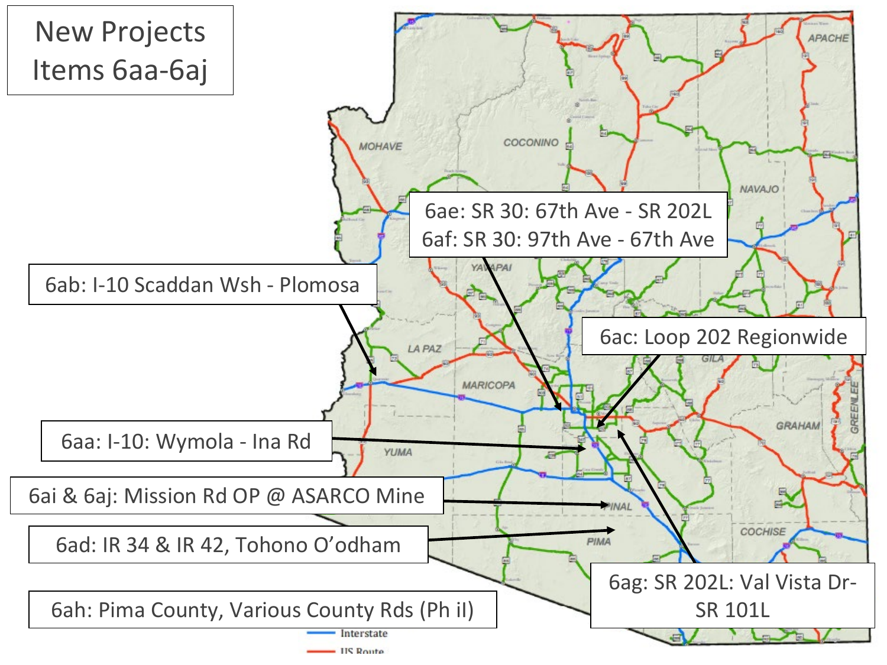# New Projects Items 6aa-6aj

- 6ae: SR 30: 67th Ave - SR 202L
- 6af: SR 30: 97th Ave - 67th Ave
- 6ab: I-10 Scaddan Wsh - Plomosa
- 6ac: Loop 202 Regionwide
- 6aa: I-10: Wymola - Ina Rd
- 6ai & 6aj: Mission Rd OP @ ASARCO Mine
- 6ad: IR 34 & IR 42, Tohono O'odham
- 6ag: SR 202L: Val Vista Dr-SR 101L
- 6ah: Pima County, Various County Rds (Ph iI)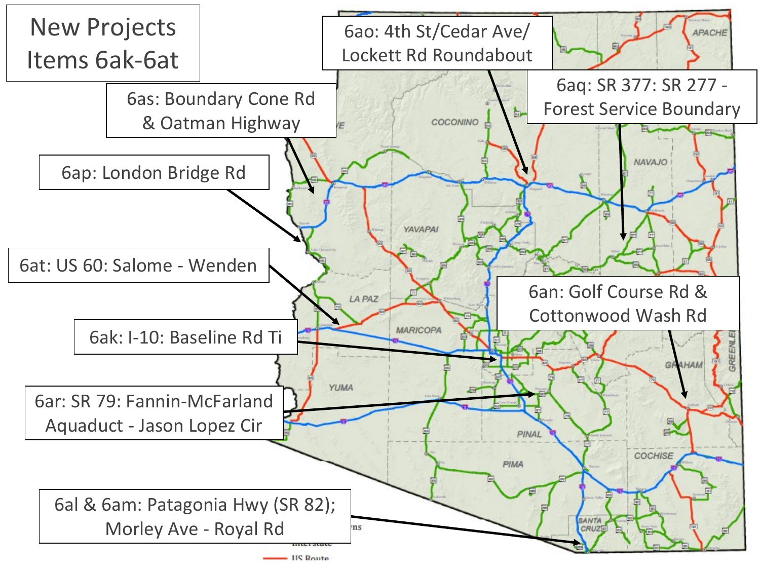# New Projects Items 6ak-6at

- 6ao: 4th St/Cedar Ave/ Lockett Rd Roundabout
- 6aq: SR 377: SR 277 - Forest Service Boundary
- 6as: Boundary Cone Rd & Oatman Highway
- 6ap: London Bridge Rd
- 6at: US 60: Salome - Wenden
- 6an: Golf Course Rd & Cottonwood Wash Rd
- 6ak: I-10: Baseline Rd Ti
- 6ar: SR 79: Fannin-McFarland Aquaduct - Jason Lopez Cir
- 6al & 6am: Patagonia Hwy (SR 82); Morley Ave - Royal Rd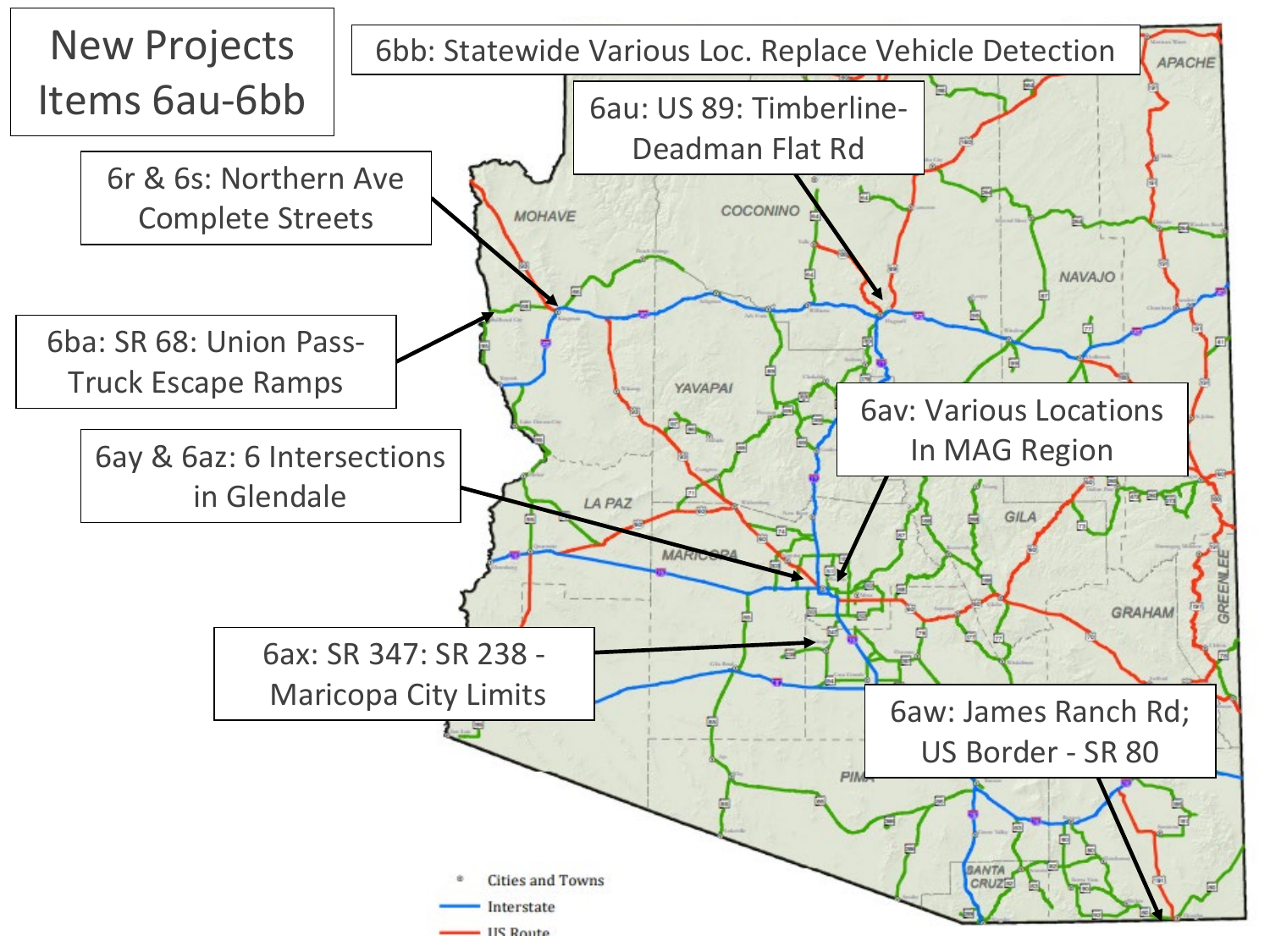# New Projects Items 6au-6bb

6bb: Statewide Various Loc. Replace Vehicle Detection

6au: US 89: Timberline-Deadman Flat Rd

6r & 6s: Northern Ave Complete Streets

6ba: SR 68: Union Pass-Truck Escape Ramps

6av: Various Locations In MAG Region

6ay & 6az: 6 Intersections in Glendale

6ax: SR 347: SR 238 - Maricopa City Limits

6aw: James Ranch Rd; US Border - SR 80

MOHAVE

COCONINO

NAVAJO

APACHE

YAVAPAI

LA PAZ

MARICOPA

GILA

GRAHAM

GREENLEE

PIMA

SANTA CRUZ

Cities and Towns

Interstate

US Route